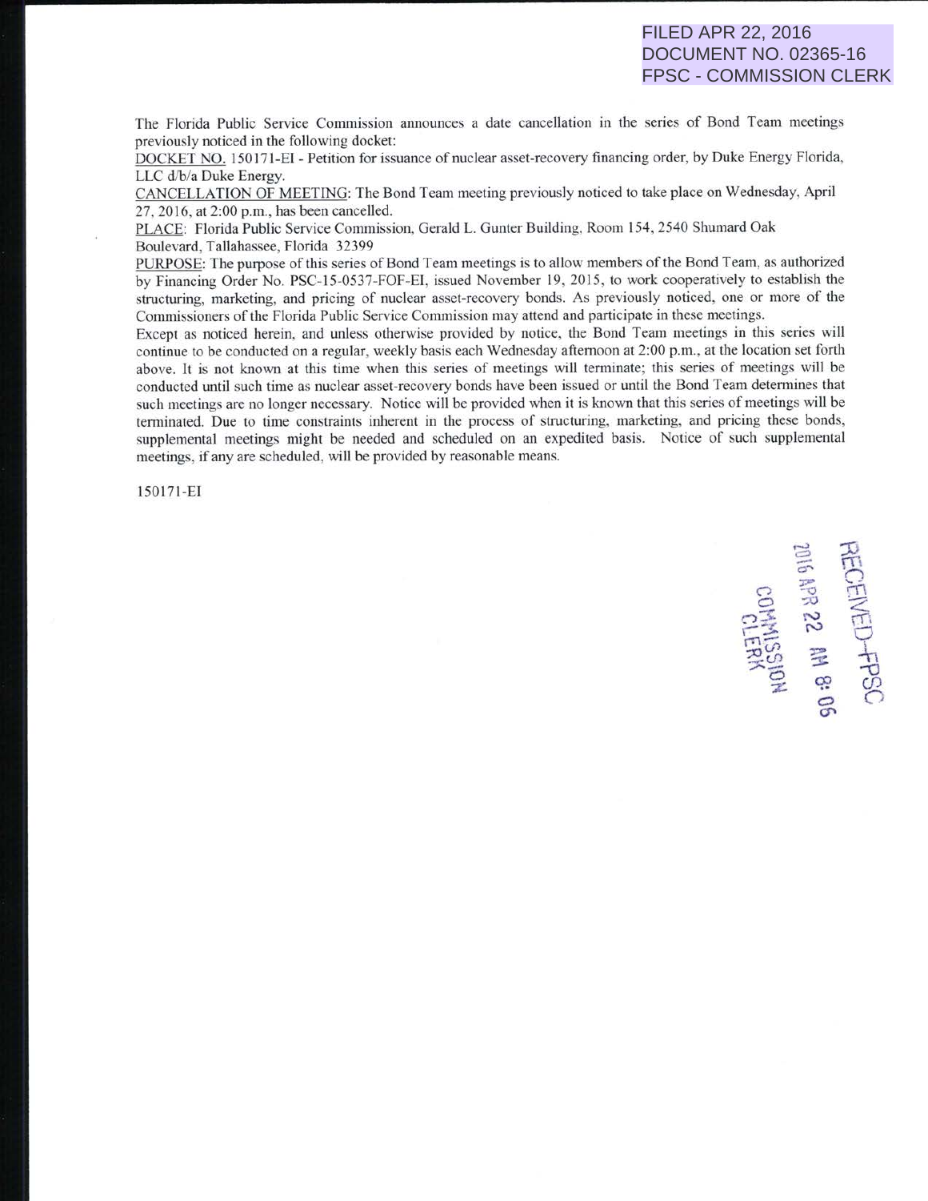FILED APR 22, 2016
DOCUMENT NO. 02365-16
FPSC - COMMISSION CLERK

The Florida Public Service Commission announces a date cancellation in the series of Bond Team meetings previously noticed in the following docket:

DOCKET NO. 150171-EI - Petition for issuance of nuclear asset-recovery financing order, by Duke Energy Florida, LLC d/b/a Duke Energy.

CANCELLATION OF MEETING: The Bond Team meeting previously noticed to take place on Wednesday, April 27, 2016, at 2:00 p.m., has been cancelled.

PLACE: Florida Public Service Commission, Gerald L. Gunter Building, Room 154, 2540 Shumard Oak Boulevard, Tallahassee, Florida 32399

PURPOSE: The purpose of this series of Bond Team meetings is to allow members of the Bond Team, as authorized by Financing Order No. PSC-15-0537-FOF-EI, issued November 19, 2015, to work cooperatively to establish the structuring, marketing, and pricing of nuclear asset-recovery bonds. As previously noticed, one or more of the Commissioners of the Florida Public Service Commission may attend and participate in these meetings.

Except as noticed herein, and unless otherwise provided by notice, the Bond Team meetings in this series will continue to be conducted on a regular, weekly basis each Wednesday afternoon at 2:00 p.m., at the location set forth above. It is not known at this time when this series of meetings will terminate; this series of meetings will be conducted until such time as nuclear asset-recovery bonds have been issued or until the Bond Team determines that such meetings are no longer necessary. Notice will be provided when it is known that this series of meetings will be terminated. Due to time constraints inherent in the process of structuring, marketing, and pricing these bonds, supplemental meetings might be needed and scheduled on an expedited basis. Notice of such supplemental meetings, if any are scheduled, will be provided by reasonable means.

150171-EI

RECEIVED-FPSC
2016 APR 22 AM 8:06
COMMISSION CLERK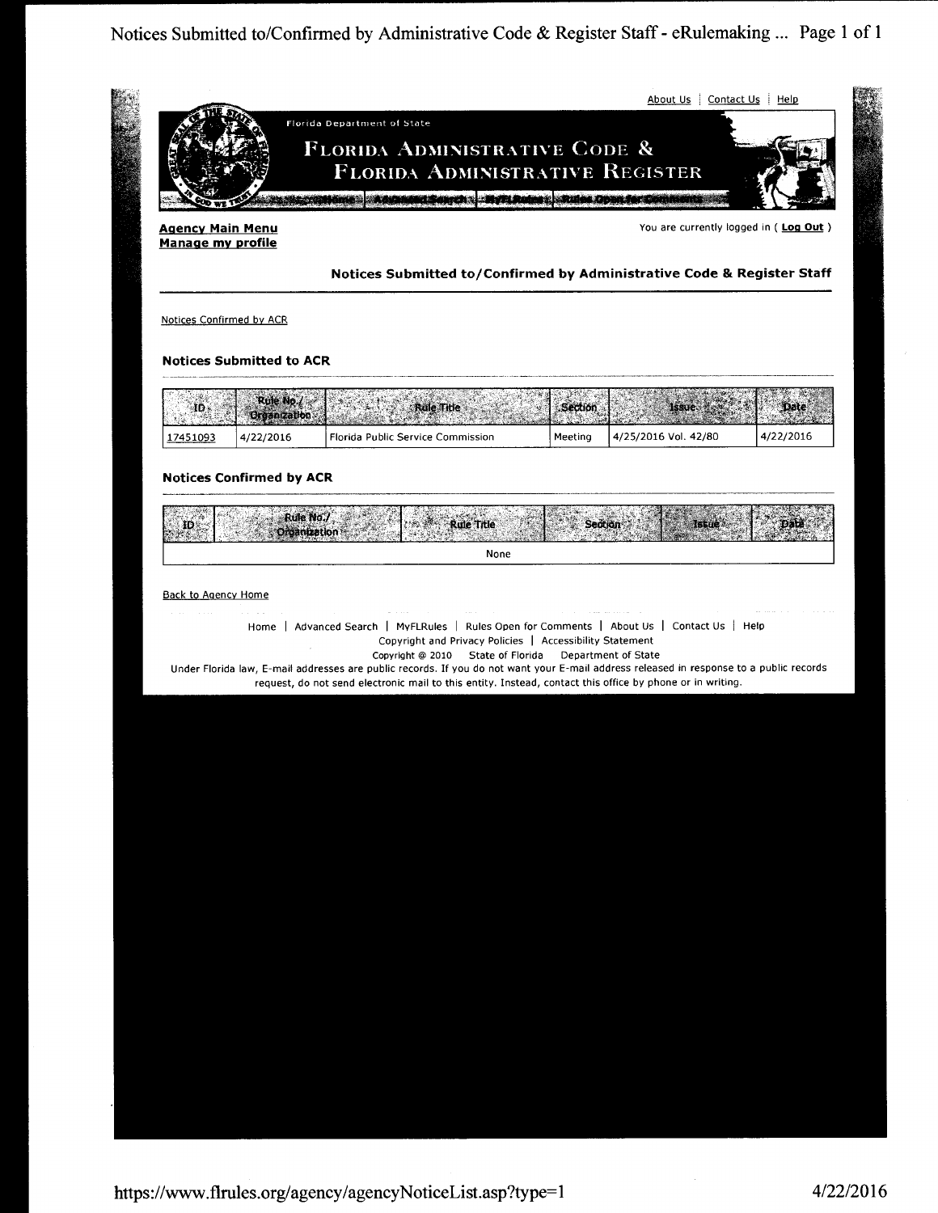About Us | Contact Us | Help

Florida Department of State

# Florida Administrative Code & Florida Administrative Register

**Agency Main Menu**
**Manage my profile**

You are currently logged in ( **Log Out** )

## Notices Submitted to/Confirmed by Administrative Code & Register Staff

Notices Confirmed by ACR

### Notices Submitted to ACR

| ID | Rule No./ Organization | Rule Title | Section | Issue | Date |
|---|---|---|---|---|---|
| 17451093 | 4/22/2016 | Florida Public Service Commission | Meeting | 4/25/2016 Vol. 42/80 | 4/22/2016 |

### Notices Confirmed by ACR

| ID | Rule No./ Organization | Rule Title | Section | Issue | Date |
|---|---|---|---|---|---|
| | | None | | | |

Back to Agency Home

Home | Advanced Search | MyFLRules | Rules Open for Comments | About Us | Contact Us | Help
Copyright and Privacy Policies | Accessibility Statement
Copyright @ 2010 State of Florida Department of State
Under Florida law, E-mail addresses are public records. If you do not want your E-mail address released in response to a public records request, do not send electronic mail to this entity. Instead, contact this office by phone or in writing.